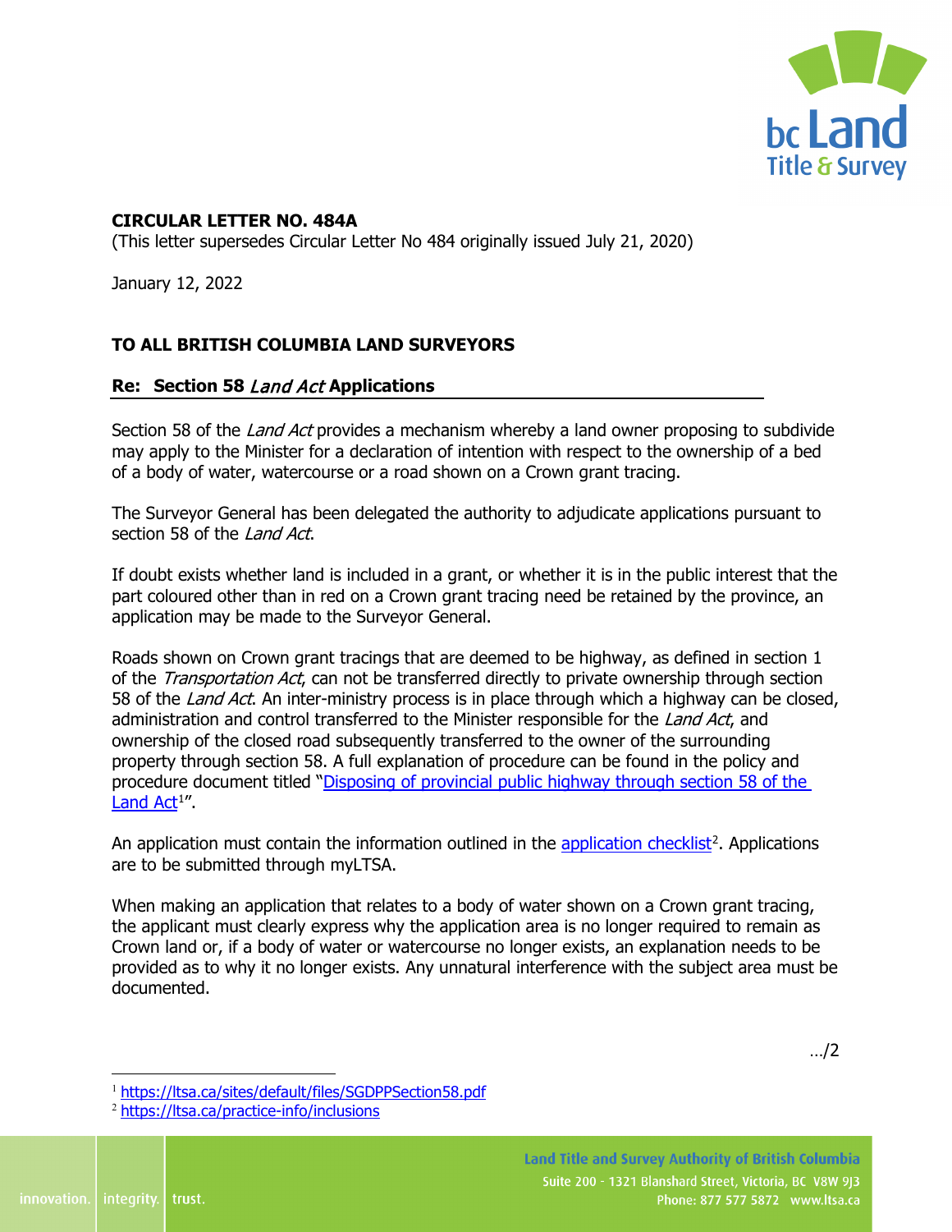**CIRCULAR LETTER NO. 484A**
(This letter supersedes Circular Letter No 484 originally issued July 21, 2020)

January 12, 2022

**TO ALL BRITISH COLUMBIA LAND SURVEYORS**

**Re: Section 58 *Land Act* Applications**

Section 58 of the *Land Act* provides a mechanism whereby a land owner proposing to subdivide may apply to the Minister for a declaration of intention with respect to the ownership of a bed of a body of water, watercourse or a road shown on a Crown grant tracing.

The Surveyor General has been delegated the authority to adjudicate applications pursuant to section 58 of the *Land Act*.

If doubt exists whether land is included in a grant, or whether it is in the public interest that the part coloured other than in red on a Crown grant tracing need be retained by the province, an application may be made to the Surveyor General.

Roads shown on Crown grant tracings that are deemed to be highway, as defined in section 1 of the *Transportation Act*, can not be transferred directly to private ownership through section 58 of the *Land Act*. An inter-ministry process is in place through which a highway can be closed, administration and control transferred to the Minister responsible for the *Land Act*, and ownership of the closed road subsequently transferred to the owner of the surrounding property through section 58. A full explanation of procedure can be found in the policy and procedure document titled "Disposing of provincial public highway through section 58 of the Land Act[1]".

An application must contain the information outlined in the application checklist[2]. Applications are to be submitted through myLTSA.

When making an application that relates to a body of water shown on a Crown grant tracing, the applicant must clearly express why the application area is no longer required to remain as Crown land or, if a body of water or watercourse no longer exists, an explanation needs to be provided as to why it no longer exists. Any unnatural interference with the subject area must be documented.

[1] https://ltsa.ca/sites/default/files/SGDPPSection58.pdf

[2] https://ltsa.ca/practice-info/inclusions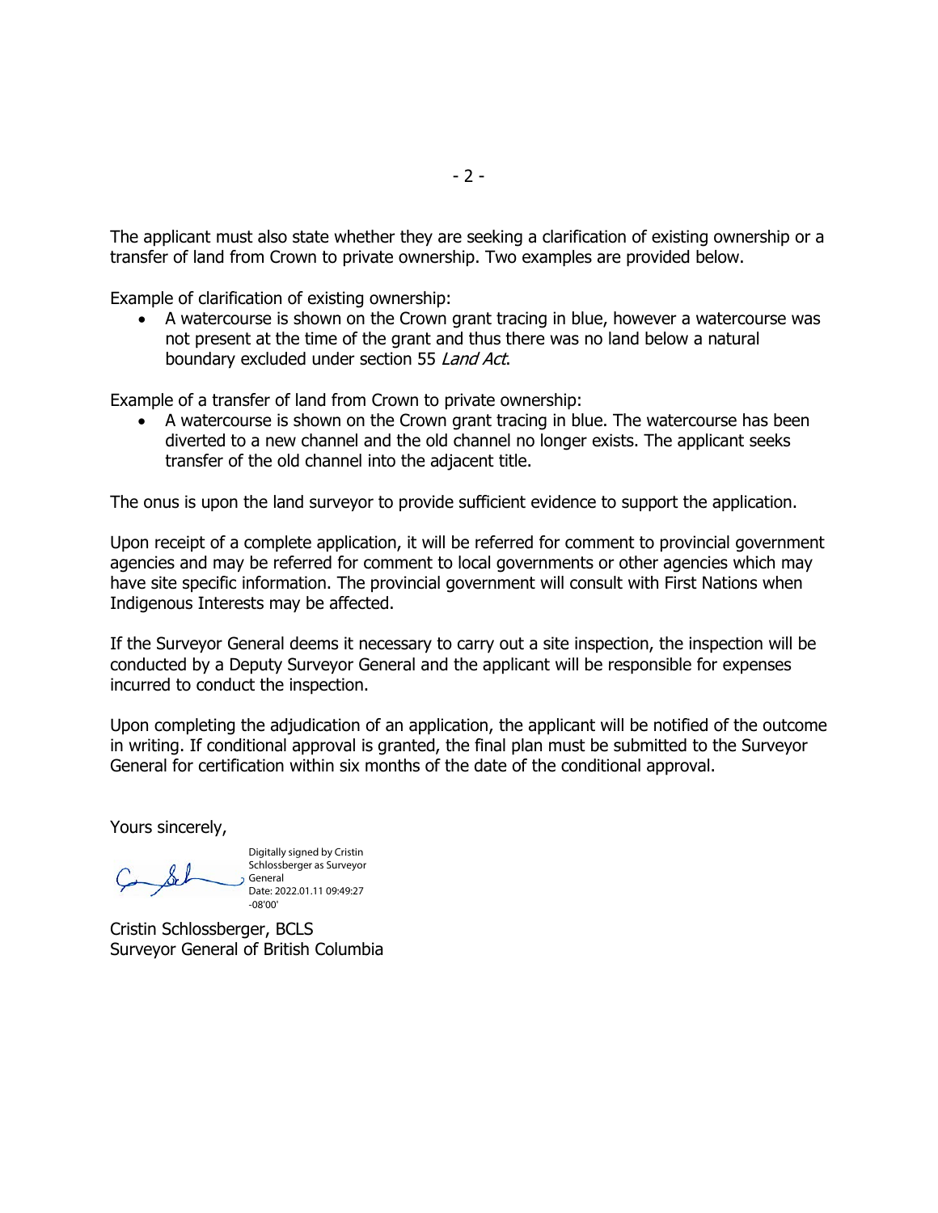The applicant must also state whether they are seeking a clarification of existing ownership or a transfer of land from Crown to private ownership. Two examples are provided below.

Example of clarification of existing ownership:

- A watercourse is shown on the Crown grant tracing in blue, however a watercourse was not present at the time of the grant and thus there was no land below a natural boundary excluded under section 55 *Land Act*.

Example of a transfer of land from Crown to private ownership:

- A watercourse is shown on the Crown grant tracing in blue. The watercourse has been diverted to a new channel and the old channel no longer exists. The applicant seeks transfer of the old channel into the adjacent title.

The onus is upon the land surveyor to provide sufficient evidence to support the application.

Upon receipt of a complete application, it will be referred for comment to provincial government agencies and may be referred for comment to local governments or other agencies which may have site specific information. The provincial government will consult with First Nations when Indigenous Interests may be affected.

If the Surveyor General deems it necessary to carry out a site inspection, the inspection will be conducted by a Deputy Surveyor General and the applicant will be responsible for expenses incurred to conduct the inspection.

Upon completing the adjudication of an application, the applicant will be notified of the outcome in writing. If conditional approval is granted, the final plan must be submitted to the Surveyor General for certification within six months of the date of the conditional approval.

Yours sincerely,

Digitally signed by Cristin Schlossberger as Surveyor General
Date: 2022.01.11 09:49:27 -08'00'

Cristin Schlossberger, BCLS
Surveyor General of British Columbia